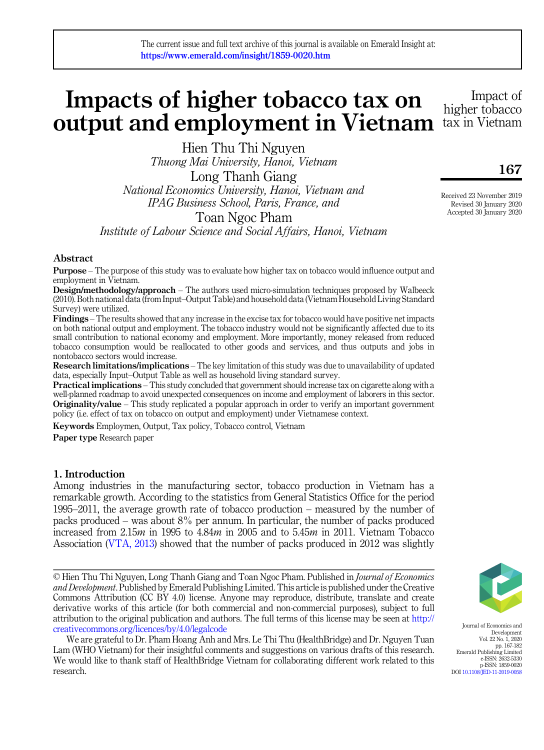The current issue and full text archive of this journal is available on Emerald Insight at:
https://www.emerald.com/insight/1859-0020.htm

# Impacts of higher tobacco tax on output and employment in Vietnam

Hien Thu Thi Nguyen
*Thuong Mai University, Hanoi, Vietnam*

Long Thanh Giang
*National Economics University, Hanoi, Vietnam and IPAG Business School, Paris, France, and*

Toan Ngoc Pham
*Institute of Labour Science and Social Affairs, Hanoi, Vietnam*

Received 23 November 2019
Revised 30 January 2020
Accepted 30 January 2020

## Abstract

**Purpose** – The purpose of this study was to evaluate how higher tax on tobacco would influence output and employment in Vietnam.

**Design/methodology/approach** – The authors used micro-simulation techniques proposed by Walbeeck (2010). Both national data (from Input–Output Table) and household data (Vietnam Household Living Standard Survey) were utilized.

**Findings** – The results showed that any increase in the excise tax for tobacco would have positive net impacts on both national output and employment. The tobacco industry would not be significantly affected due to its small contribution to national economy and employment. More importantly, money released from reduced tobacco consumption would be reallocated to other goods and services, and thus outputs and jobs in nontobacco sectors would increase.

**Research limitations/implications** – The key limitation of this study was due to unavailability of updated data, especially Input–Output Table as well as household living standard survey.

**Practical implications** – This study concluded that government should increase tax on cigarette along with a well-planned roadmap to avoid unexpected consequences on income and employment of laborers in this sector.

**Originality/value** – This study replicated a popular approach in order to verify an important government policy (i.e. effect of tax on tobacco on output and employment) under Vietnamese context.

**Keywords** Employmen, Output, Tax policy, Tobacco control, Vietnam

**Paper type** Research paper

## 1. Introduction

Among industries in the manufacturing sector, tobacco production in Vietnam has a remarkable growth. According to the statistics from General Statistics Office for the period 1995–2011, the average growth rate of tobacco production – measured by the number of packs produced – was about 8% per annum. In particular, the number of packs produced increased from 2.15*m* in 1995 to 4.84*m* in 2005 and to 5.45*m* in 2011. Vietnam Tobacco Association (VTA, 2013) showed that the number of packs produced in 2012 was slightly

© Hien Thu Thi Nguyen, Long Thanh Giang and Toan Ngoc Pham. Published in *Journal of Economics and Development*. Published by Emerald Publishing Limited. This article is published under the Creative Commons Attribution (CC BY 4.0) license. Anyone may reproduce, distribute, translate and create derivative works of this article (for both commercial and non-commercial purposes), subject to full attribution to the original publication and authors. The full terms of this license may be seen at http://creativecommons.org/licences/by/4.0/legalcode

We are grateful to Dr. Pham Hoang Anh and Mrs. Le Thi Thu (HealthBridge) and Dr. Nguyen Tuan Lam (WHO Vietnam) for their insightful comments and suggestions on various drafts of this research. We would like to thank staff of HealthBridge Vietnam for collaborating different work related to this research.

Journal of Economics and Development
Vol. 22 No. 1, 2020
pp. 167-182
Emerald Publishing Limited
e-ISSN: 2632-5330
p-ISSN: 1859-0020
DOI 10.1108/JED-11-2019-0058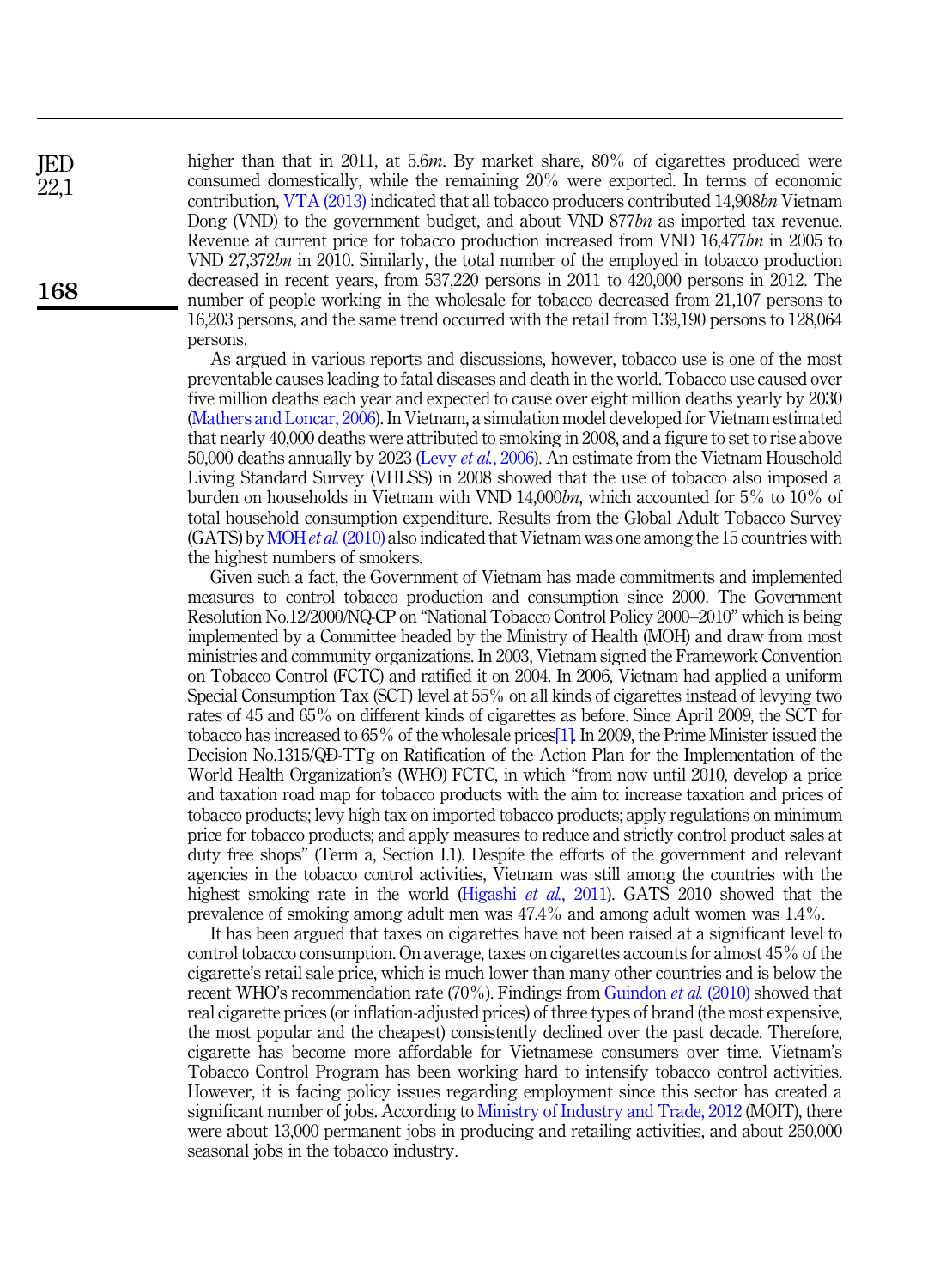higher than that in 2011, at 5.6*m*. By market share, 80% of cigarettes produced were consumed domestically, while the remaining 20% were exported. In terms of economic contribution, VTA (2013) indicated that all tobacco producers contributed 14,908*bn* Vietnam Dong (VND) to the government budget, and about VND 877*bn* as imported tax revenue. Revenue at current price for tobacco production increased from VND 16,477*bn* in 2005 to VND 27,372*bn* in 2010. Similarly, the total number of the employed in tobacco production decreased in recent years, from 537,220 persons in 2011 to 420,000 persons in 2012. The number of people working in the wholesale for tobacco decreased from 21,107 persons to 16,203 persons, and the same trend occurred with the retail from 139,190 persons to 128,064 persons.

As argued in various reports and discussions, however, tobacco use is one of the most preventable causes leading to fatal diseases and death in the world. Tobacco use caused over five million deaths each year and expected to cause over eight million deaths yearly by 2030 (Mathers and Loncar, 2006). In Vietnam, a simulation model developed for Vietnam estimated that nearly 40,000 deaths were attributed to smoking in 2008, and a figure to set to rise above 50,000 deaths annually by 2023 (Levy *et al.*, 2006). An estimate from the Vietnam Household Living Standard Survey (VHLSS) in 2008 showed that the use of tobacco also imposed a burden on households in Vietnam with VND 14,000*bn*, which accounted for 5% to 10% of total household consumption expenditure. Results from the Global Adult Tobacco Survey (GATS) by MOH *et al.* (2010) also indicated that Vietnam was one among the 15 countries with the highest numbers of smokers.

Given such a fact, the Government of Vietnam has made commitments and implemented measures to control tobacco production and consumption since 2000. The Government Resolution No.12/2000/NQ-CP on "National Tobacco Control Policy 2000–2010" which is being implemented by a Committee headed by the Ministry of Health (MOH) and draw from most ministries and community organizations. In 2003, Vietnam signed the Framework Convention on Tobacco Control (FCTC) and ratified it on 2004. In 2006, Vietnam had applied a uniform Special Consumption Tax (SCT) level at 55% on all kinds of cigarettes instead of levying two rates of 45 and 65% on different kinds of cigarettes as before. Since April 2009, the SCT for tobacco has increased to 65% of the wholesale prices[1]. In 2009, the Prime Minister issued the Decision No.1315/QĐ-TTg on Ratification of the Action Plan for the Implementation of the World Health Organization's (WHO) FCTC, in which "from now until 2010, develop a price and taxation road map for tobacco products with the aim to: increase taxation and prices of tobacco products; levy high tax on imported tobacco products; apply regulations on minimum price for tobacco products; and apply measures to reduce and strictly control product sales at duty free shops" (Term a, Section I.1). Despite the efforts of the government and relevant agencies in the tobacco control activities, Vietnam was still among the countries with the highest smoking rate in the world (Higashi *et al.*, 2011). GATS 2010 showed that the prevalence of smoking among adult men was 47.4% and among adult women was 1.4%.

It has been argued that taxes on cigarettes have not been raised at a significant level to control tobacco consumption. On average, taxes on cigarettes accounts for almost 45% of the cigarette's retail sale price, which is much lower than many other countries and is below the recent WHO's recommendation rate (70%). Findings from Guindon *et al.* (2010) showed that real cigarette prices (or inflation-adjusted prices) of three types of brand (the most expensive, the most popular and the cheapest) consistently declined over the past decade. Therefore, cigarette has become more affordable for Vietnamese consumers over time. Vietnam's Tobacco Control Program has been working hard to intensify tobacco control activities. However, it is facing policy issues regarding employment since this sector has created a significant number of jobs. According to Ministry of Industry and Trade, 2012 (MOIT), there were about 13,000 permanent jobs in producing and retailing activities, and about 250,000 seasonal jobs in the tobacco industry.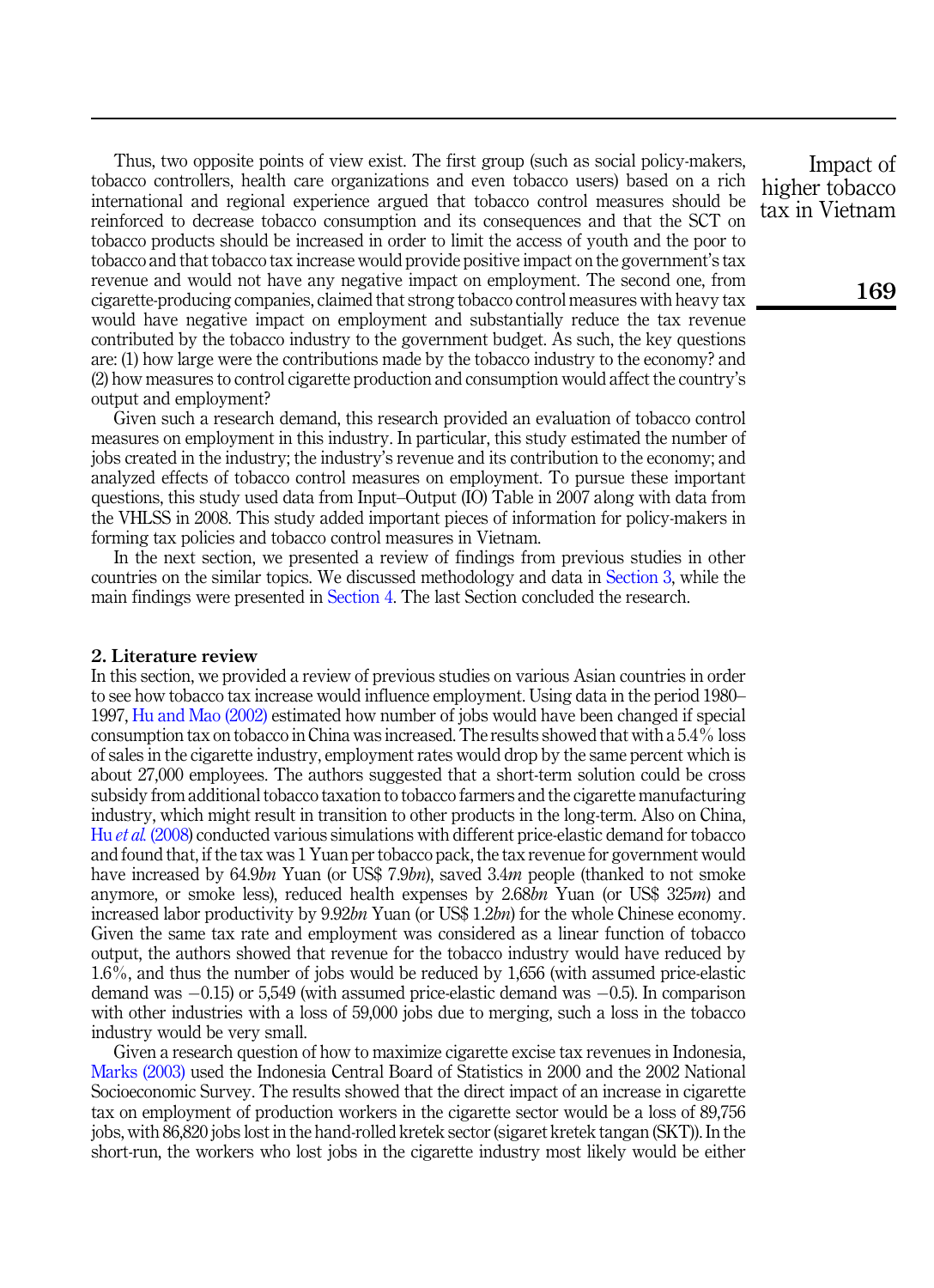Thus, two opposite points of view exist. The first group (such as social policy-makers, tobacco controllers, health care organizations and even tobacco users) based on a rich international and regional experience argued that tobacco control measures should be reinforced to decrease tobacco consumption and its consequences and that the SCT on tobacco products should be increased in order to limit the access of youth and the poor to tobacco and that tobacco tax increase would provide positive impact on the government's tax revenue and would not have any negative impact on employment. The second one, from cigarette-producing companies, claimed that strong tobacco control measures with heavy tax would have negative impact on employment and substantially reduce the tax revenue contributed by the tobacco industry to the government budget. As such, the key questions are: (1) how large were the contributions made by the tobacco industry to the economy? and (2) how measures to control cigarette production and consumption would affect the country's output and employment?

Given such a research demand, this research provided an evaluation of tobacco control measures on employment in this industry. In particular, this study estimated the number of jobs created in the industry; the industry's revenue and its contribution to the economy; and analyzed effects of tobacco control measures on employment. To pursue these important questions, this study used data from Input–Output (IO) Table in 2007 along with data from the VHLSS in 2008. This study added important pieces of information for policy-makers in forming tax policies and tobacco control measures in Vietnam.

In the next section, we presented a review of findings from previous studies in other countries on the similar topics. We discussed methodology and data in Section 3, while the main findings were presented in Section 4. The last Section concluded the research.

## 2. Literature review

In this section, we provided a review of previous studies on various Asian countries in order to see how tobacco tax increase would influence employment. Using data in the period 1980–1997, Hu and Mao (2002) estimated how number of jobs would have been changed if special consumption tax on tobacco in China was increased. The results showed that with a 5.4% loss of sales in the cigarette industry, employment rates would drop by the same percent which is about 27,000 employees. The authors suggested that a short-term solution could be cross subsidy from additional tobacco taxation to tobacco farmers and the cigarette manufacturing industry, which might result in transition to other products in the long-term. Also on China, Hu *et al.* (2008) conducted various simulations with different price-elastic demand for tobacco and found that, if the tax was 1 Yuan per tobacco pack, the tax revenue for government would have increased by 64.9*bn* Yuan (or US$ 7.9*bn*), saved 3.4*m* people (thanked to not smoke anymore, or smoke less), reduced health expenses by 2.68*bn* Yuan (or US$ 325*m*) and increased labor productivity by 9.92*bn* Yuan (or US$ 1.2*bn*) for the whole Chinese economy. Given the same tax rate and employment was considered as a linear function of tobacco output, the authors showed that revenue for the tobacco industry would have reduced by 1.6%, and thus the number of jobs would be reduced by 1,656 (with assumed price-elastic demand was −0.15) or 5,549 (with assumed price-elastic demand was −0.5). In comparison with other industries with a loss of 59,000 jobs due to merging, such a loss in the tobacco industry would be very small.

Given a research question of how to maximize cigarette excise tax revenues in Indonesia, Marks (2003) used the Indonesia Central Board of Statistics in 2000 and the 2002 National Socioeconomic Survey. The results showed that the direct impact of an increase in cigarette tax on employment of production workers in the cigarette sector would be a loss of 89,756 jobs, with 86,820 jobs lost in the hand-rolled kretek sector (sigaret kretek tangan (SKT)). In the short-run, the workers who lost jobs in the cigarette industry most likely would be either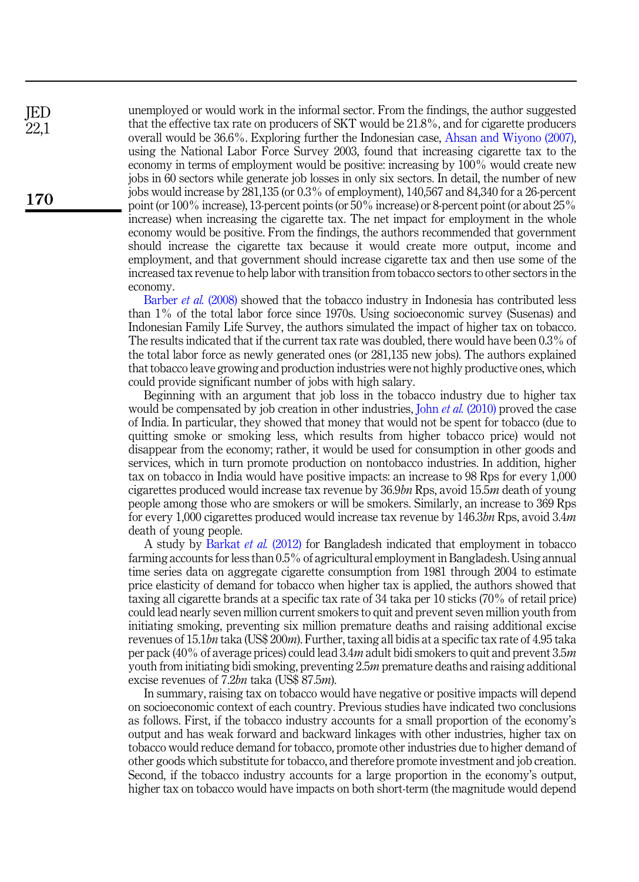unemployed or would work in the informal sector. From the findings, the author suggested that the effective tax rate on producers of SKT would be 21.8%, and for cigarette producers overall would be 36.6%. Exploring further the Indonesian case, Ahsan and Wiyono (2007), using the National Labor Force Survey 2003, found that increasing cigarette tax to the economy in terms of employment would be positive: increasing by 100% would create new jobs in 60 sectors while generate job losses in only six sectors. In detail, the number of new jobs would increase by 281,135 (or 0.3% of employment), 140,567 and 84,340 for a 26-percent point (or 100% increase), 13-percent points (or 50% increase) or 8-percent point (or about 25% increase) when increasing the cigarette tax. The net impact for employment in the whole economy would be positive. From the findings, the authors recommended that government should increase the cigarette tax because it would create more output, income and employment, and that government should increase cigarette tax and then use some of the increased tax revenue to help labor with transition from tobacco sectors to other sectors in the economy.

Barber *et al.* (2008) showed that the tobacco industry in Indonesia has contributed less than 1% of the total labor force since 1970s. Using socioeconomic survey (Susenas) and Indonesian Family Life Survey, the authors simulated the impact of higher tax on tobacco. The results indicated that if the current tax rate was doubled, there would have been 0.3% of the total labor force as newly generated ones (or 281,135 new jobs). The authors explained that tobacco leave growing and production industries were not highly productive ones, which could provide significant number of jobs with high salary.

Beginning with an argument that job loss in the tobacco industry due to higher tax would be compensated by job creation in other industries, John *et al.* (2010) proved the case of India. In particular, they showed that money that would not be spent for tobacco (due to quitting smoke or smoking less, which results from higher tobacco price) would not disappear from the economy; rather, it would be used for consumption in other goods and services, which in turn promote production on nontobacco industries. In addition, higher tax on tobacco in India would have positive impacts: an increase to 98 Rps for every 1,000 cigarettes produced would increase tax revenue by 36.9*bn* Rps, avoid 15.5*m* death of young people among those who are smokers or will be smokers. Similarly, an increase to 369 Rps for every 1,000 cigarettes produced would increase tax revenue by 146.3*bn* Rps, avoid 3.4*m* death of young people.

A study by Barkat *et al.* (2012) for Bangladesh indicated that employment in tobacco farming accounts for less than 0.5% of agricultural employment in Bangladesh. Using annual time series data on aggregate cigarette consumption from 1981 through 2004 to estimate price elasticity of demand for tobacco when higher tax is applied, the authors showed that taxing all cigarette brands at a specific tax rate of 34 taka per 10 sticks (70% of retail price) could lead nearly seven million current smokers to quit and prevent seven million youth from initiating smoking, preventing six million premature deaths and raising additional excise revenues of 15.1*bn* taka (US$ 200*m*). Further, taxing all bidis at a specific tax rate of 4.95 taka per pack (40% of average prices) could lead 3.4*m* adult bidi smokers to quit and prevent 3.5*m* youth from initiating bidi smoking, preventing 2.5*m* premature deaths and raising additional excise revenues of 7.2*bn* taka (US$ 87.5*m*).

In summary, raising tax on tobacco would have negative or positive impacts will depend on socioeconomic context of each country. Previous studies have indicated two conclusions as follows. First, if the tobacco industry accounts for a small proportion of the economy's output and has weak forward and backward linkages with other industries, higher tax on tobacco would reduce demand for tobacco, promote other industries due to higher demand of other goods which substitute for tobacco, and therefore promote investment and job creation. Second, if the tobacco industry accounts for a large proportion in the economy's output, higher tax on tobacco would have impacts on both short-term (the magnitude would depend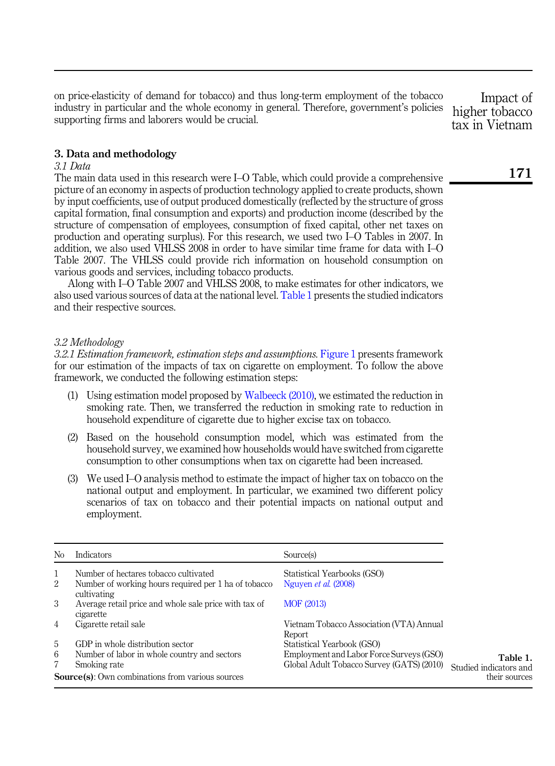on price-elasticity of demand for tobacco) and thus long-term employment of the tobacco industry in particular and the whole economy in general. Therefore, government's policies supporting firms and laborers would be crucial.

## 3. Data and methodology

### *3.1 Data*

The main data used in this research were I–O Table, which could provide a comprehensive picture of an economy in aspects of production technology applied to create products, shown by input coefficients, use of output produced domestically (reflected by the structure of gross capital formation, final consumption and exports) and production income (described by the structure of compensation of employees, consumption of fixed capital, other net taxes on production and operating surplus). For this research, we used two I–O Tables in 2007. In addition, we also used VHLSS 2008 in order to have similar time frame for data with I–O Table 2007. The VHLSS could provide rich information on household consumption on various goods and services, including tobacco products.

Along with I–O Table 2007 and VHLSS 2008, to make estimates for other indicators, we also used various sources of data at the national level. Table 1 presents the studied indicators and their respective sources.

### *3.2 Methodology*

*3.2.1 Estimation framework, estimation steps and assumptions.* Figure 1 presents framework for our estimation of the impacts of tax on cigarette on employment. To follow the above framework, we conducted the following estimation steps:

1. Using estimation model proposed by Walbeeck (2010), we estimated the reduction in smoking rate. Then, we transferred the reduction in smoking rate to reduction in household expenditure of cigarette due to higher excise tax on tobacco.
2. Based on the household consumption model, which was estimated from the household survey, we examined how households would have switched from cigarette consumption to other consumptions when tax on cigarette had been increased.
3. We used I–O analysis method to estimate the impact of higher tax on tobacco on the national output and employment. In particular, we examined two different policy scenarios of tax on tobacco and their potential impacts on national output and employment.

| No | Indicators | Source(s) |
|---|---|---|
| 1 | Number of hectares tobacco cultivated | Statistical Yearbooks (GSO) |
| 2 | Number of working hours required per 1 ha of tobacco cultivating | Nguyen *et al.* (2008) |
| 3 | Average retail price and whole sale price with tax of cigarette | MOF (2013) |
| 4 | Cigarette retail sale | Vietnam Tobacco Association (VTA) Annual Report |
| 5 | GDP in whole distribution sector | Statistical Yearbook (GSO) |
| 6 | Number of labor in whole country and sectors | Employment and Labor Force Surveys (GSO) |
| 7 | Smoking rate | Global Adult Tobacco Survey (GATS) (2010) |

**Source(s)**: Own combinations from various sources

**Table 1.** Studied indicators and their sources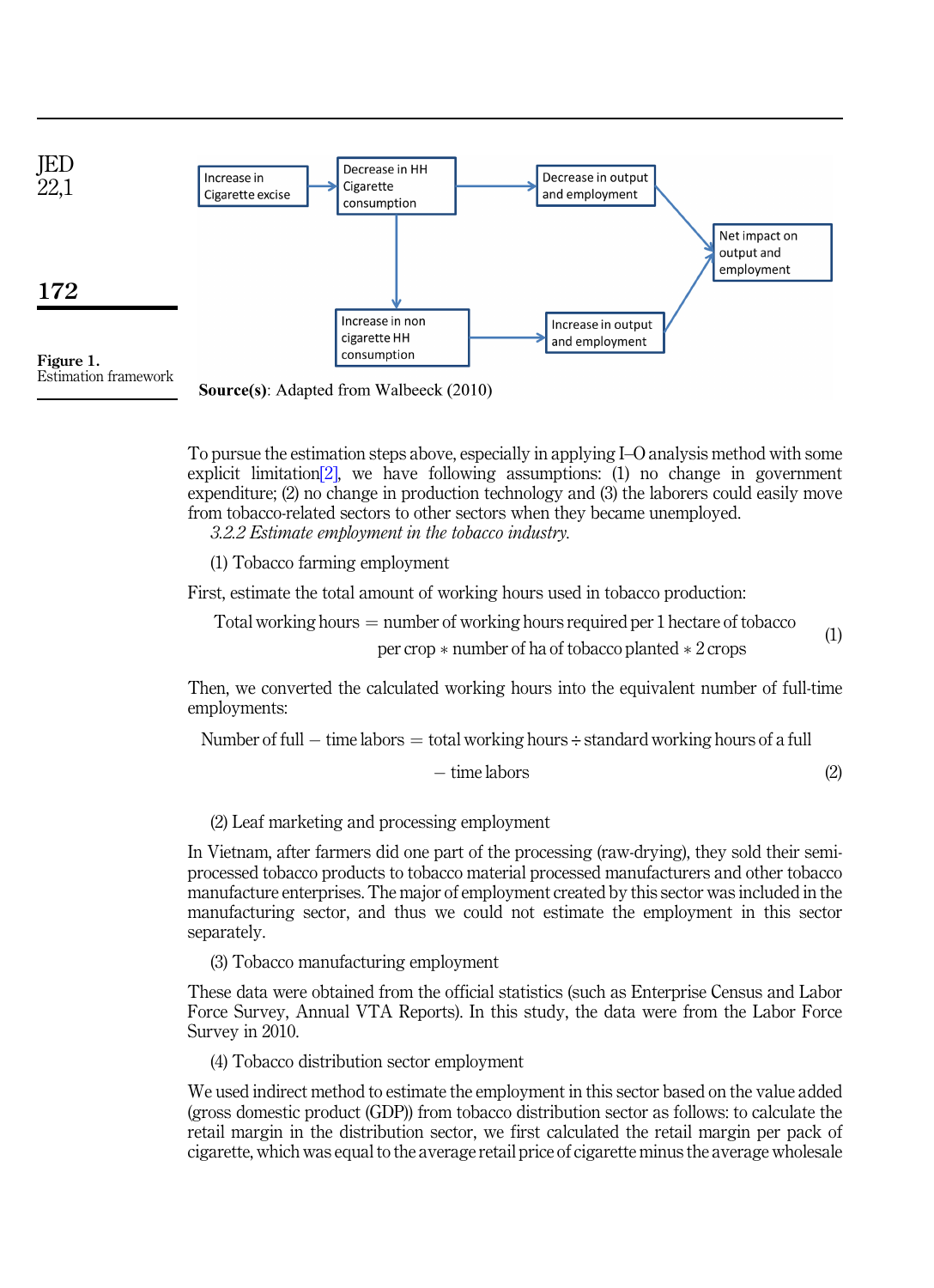Figure 1. Estimation framework

Source(s): Adapted from Walbeeck (2010)

To pursue the estimation steps above, especially in applying I–O analysis method with some explicit limitation[2], we have following assumptions: (1) no change in government expenditure; (2) no change in production technology and (3) the laborers could easily move from tobacco-related sectors to other sectors when they became unemployed.

*3.2.2 Estimate employment in the tobacco industry.*

(1) Tobacco farming employment

First, estimate the total amount of working hours used in tobacco production:

$$\text{Total working hours} = \text{number of working hours required per 1 hectare of tobacco per crop} * \text{number of ha of tobacco planted} * 2\text{ crops} \quad (1)$$

Then, we converted the calculated working hours into the equivalent number of full-time employments:

$$\text{Number of full} - \text{time labors} = \text{total working hours} \div \text{standard working hours of a full} - \text{time labors} \quad (2)$$

(2) Leaf marketing and processing employment

In Vietnam, after farmers did one part of the processing (raw-drying), they sold their semi-processed tobacco products to tobacco material processed manufacturers and other tobacco manufacture enterprises. The major of employment created by this sector was included in the manufacturing sector, and thus we could not estimate the employment in this sector separately.

(3) Tobacco manufacturing employment

These data were obtained from the official statistics (such as Enterprise Census and Labor Force Survey, Annual VTA Reports). In this study, the data were from the Labor Force Survey in 2010.

(4) Tobacco distribution sector employment

We used indirect method to estimate the employment in this sector based on the value added (gross domestic product (GDP)) from tobacco distribution sector as follows: to calculate the retail margin in the distribution sector, we first calculated the retail margin per pack of cigarette, which was equal to the average retail price of cigarette minus the average wholesale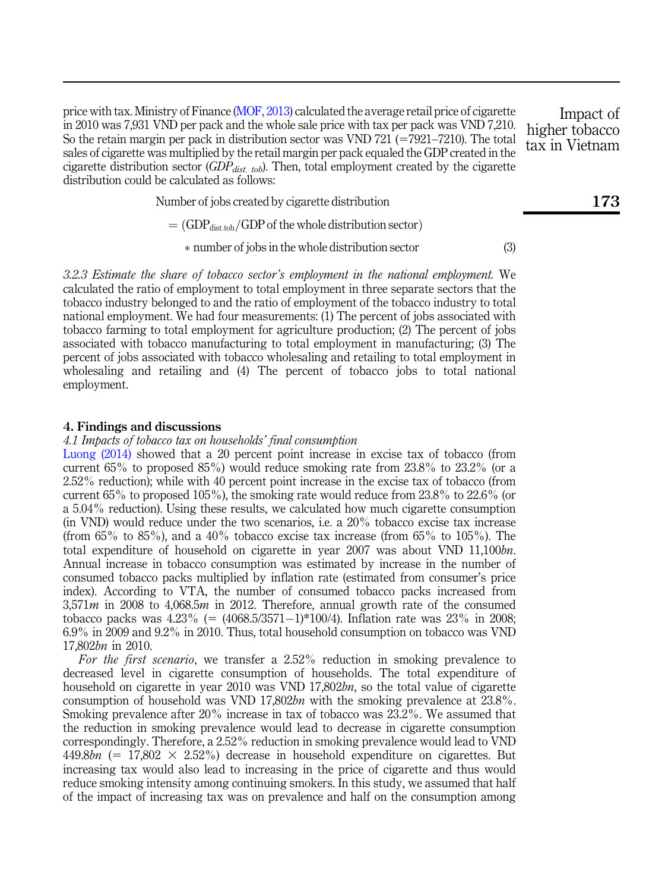price with tax. Ministry of Finance (MOF, 2013) calculated the average retail price of cigarette in 2010 was 7,931 VND per pack and the whole sale price with tax per pack was VND 7,210. So the retain margin per pack in distribution sector was VND 721 (=7921–7210). The total sales of cigarette was multiplied by the retail margin per pack equaled the GDP created in the cigarette distribution sector ($GDP_{dist.\ tob}$). Then, total employment created by the cigarette distribution could be calculated as follows:

$$\begin{aligned} &\text{Number of jobs created by cigarette distribution} \\ &= (\text{GDP}_{\text{dist.tob}}/\text{GDP of the whole distribution sector}) \\ &\quad * \text{number of jobs in the whole distribution sector} \end{aligned} \tag{3}$$

*3.2.3 Estimate the share of tobacco sector's employment in the national employment.* We calculated the ratio of employment to total employment in three separate sectors that the tobacco industry belonged to and the ratio of employment of the tobacco industry to total national employment. We had four measurements: (1) The percent of jobs associated with tobacco farming to total employment for agriculture production; (2) The percent of jobs associated with tobacco manufacturing to total employment in manufacturing; (3) The percent of jobs associated with tobacco wholesaling and retailing to total employment in wholesaling and retailing and (4) The percent of tobacco jobs to total national employment.

## 4. Findings and discussions

### *4.1 Impacts of tobacco tax on households' final consumption*

Luong (2014) showed that a 20 percent point increase in excise tax of tobacco (from current 65% to proposed 85%) would reduce smoking rate from 23.8% to 23.2% (or a 2.52% reduction); while with 40 percent point increase in the excise tax of tobacco (from current 65% to proposed 105%), the smoking rate would reduce from 23.8% to 22.6% (or a 5.04% reduction). Using these results, we calculated how much cigarette consumption (in VND) would reduce under the two scenarios, i.e. a 20% tobacco excise tax increase (from 65% to 85%), and a 40% tobacco excise tax increase (from 65% to 105%). The total expenditure of household on cigarette in year 2007 was about VND 11,100*bn*. Annual increase in tobacco consumption was estimated by increase in the number of consumed tobacco packs multiplied by inflation rate (estimated from consumer's price index). According to VTA, the number of consumed tobacco packs increased from 3,571*m* in 2008 to 4,068.5*m* in 2012. Therefore, annual growth rate of the consumed tobacco packs was 4.23% (= (4068.5/3571−1)*100/4). Inflation rate was 23% in 2008; 6.9% in 2009 and 9.2% in 2010. Thus, total household consumption on tobacco was VND 17,802*bn* in 2010.

*For the first scenario*, we transfer a 2.52% reduction in smoking prevalence to decreased level in cigarette consumption of households. The total expenditure of household on cigarette in year 2010 was VND 17,802*bn*, so the total value of cigarette consumption of household was VND 17,802*bn* with the smoking prevalence at 23.8%. Smoking prevalence after 20% increase in tax of tobacco was 23.2%. We assumed that the reduction in smoking prevalence would lead to decrease in cigarette consumption correspondingly. Therefore, a 2.52% reduction in smoking prevalence would lead to VND 449.8*bn* (= 17,802 × 2.52%) decrease in household expenditure on cigarettes. But increasing tax would also lead to increasing in the price of cigarette and thus would reduce smoking intensity among continuing smokers. In this study, we assumed that half of the impact of increasing tax was on prevalence and half on the consumption among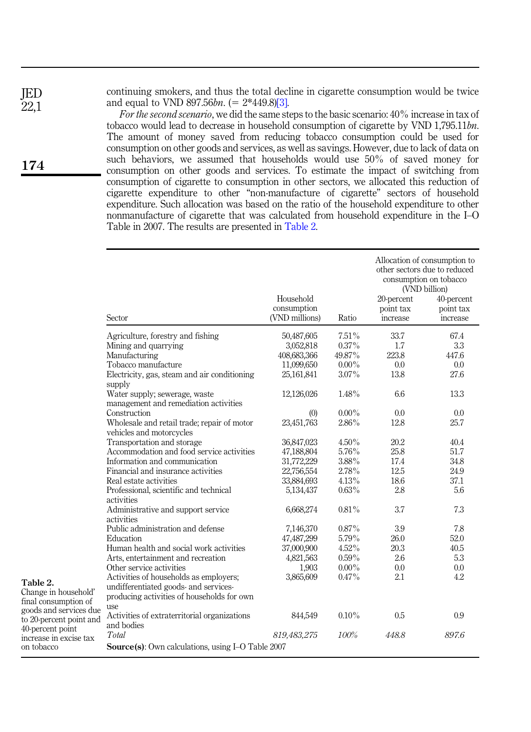continuing smokers, and thus the total decline in cigarette consumption would be twice and equal to VND 897.56*bn*. (= 2*449.8)[3].

*For the second scenario*, we did the same steps to the basic scenario: 40% increase in tax of tobacco would lead to decrease in household consumption of cigarette by VND 1,795.11*bn*. The amount of money saved from reducing tobacco consumption could be used for consumption on other goods and services, as well as savings. However, due to lack of data on such behaviors, we assumed that households would use 50% of saved money for consumption on other goods and services. To estimate the impact of switching from consumption of cigarette to consumption in other sectors, we allocated this reduction of cigarette expenditure to other "non-manufacture of cigarette" sectors of household expenditure. Such allocation was based on the ratio of the household expenditure to other nonmanufacture of cigarette that was calculated from household expenditure in the I–O Table in 2007. The results are presented in Table 2.

**Table 2.** Change in household' final consumption of goods and services due to 20-percent point and 40-percent point increase in excise tax on tobacco

| Sector | Household consumption (VND millions) | Ratio | Allocation of consumption to other sectors due to reduced consumption on tobacco (VND billion) 20-percent point tax increase | 40-percent point tax increase |
|---|---|---|---|---|
| Agriculture, forestry and fishing | 50,487,605 | 7.51% | 33.7 | 67.4 |
| Mining and quarrying | 3,052,818 | 0.37% | 1.7 | 3.3 |
| Manufacturing | 408,683,366 | 49.87% | 223.8 | 447.6 |
| Tobacco manufacture | 11,099,650 | 0.00% | 0.0 | 0.0 |
| Electricity, gas, steam and air conditioning supply | 25,161,841 | 3.07% | 13.8 | 27.6 |
| Water supply; sewerage, waste management and remediation activities | 12,126,026 | 1.48% | 6.6 | 13.3 |
| Construction | (0) | 0.00% | 0.0 | 0.0 |
| Wholesale and retail trade; repair of motor vehicles and motorcycles | 23,451,763 | 2.86% | 12.8 | 25.7 |
| Transportation and storage | 36,847,023 | 4.50% | 20.2 | 40.4 |
| Accommodation and food service activities | 47,188,804 | 5.76% | 25.8 | 51.7 |
| Information and communication | 31,772,229 | 3.88% | 17.4 | 34.8 |
| Financial and insurance activities | 22,756,554 | 2.78% | 12.5 | 24.9 |
| Real estate activities | 33,884,693 | 4.13% | 18.6 | 37.1 |
| Professional, scientific and technical activities | 5,134,437 | 0.63% | 2.8 | 5.6 |
| Administrative and support service activities | 6,668,274 | 0.81% | 3.7 | 7.3 |
| Public administration and defense | 7,146,370 | 0.87% | 3.9 | 7.8 |
| Education | 47,487,299 | 5.79% | 26.0 | 52.0 |
| Human health and social work activities | 37,000,900 | 4.52% | 20.3 | 40.5 |
| Arts, entertainment and recreation | 4,821,563 | 0.59% | 2.6 | 5.3 |
| Other service activities | 1,903 | 0.00% | 0.0 | 0.0 |
| Activities of households as employers; undifferentiated goods- and services-producing activities of households for own use | 3,865,609 | 0.47% | 2.1 | 4.2 |
| Activities of extraterritorial organizations and bodies | 844,549 | 0.10% | 0.5 | 0.9 |
| *Total* | *819,483,275* | *100%* | *448.8* | *897.6* |

**Source(s)**: Own calculations, using I–O Table 2007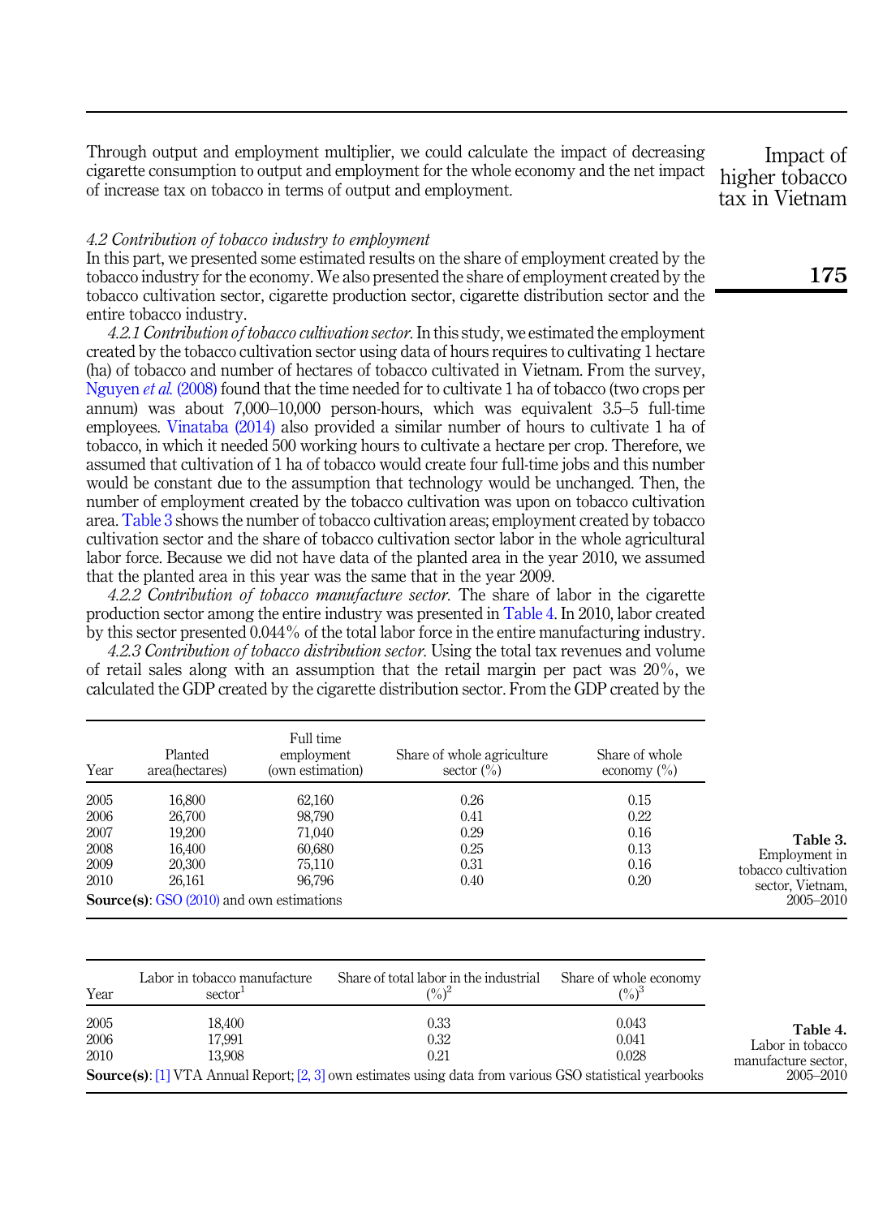Through output and employment multiplier, we could calculate the impact of decreasing cigarette consumption to output and employment for the whole economy and the net impact of increase tax on tobacco in terms of output and employment.

### 4.2 Contribution of tobacco industry to employment

In this part, we presented some estimated results on the share of employment created by the tobacco industry for the economy. We also presented the share of employment created by the tobacco cultivation sector, cigarette production sector, cigarette distribution sector and the entire tobacco industry.

*4.2.1 Contribution of tobacco cultivation sector.* In this study, we estimated the employment created by the tobacco cultivation sector using data of hours requires to cultivating 1 hectare (ha) of tobacco and number of hectares of tobacco cultivated in Vietnam. From the survey, Nguyen *et al.* (2008) found that the time needed for to cultivate 1 ha of tobacco (two crops per annum) was about 7,000–10,000 person-hours, which was equivalent 3.5–5 full-time employees. Vinataba (2014) also provided a similar number of hours to cultivate 1 ha of tobacco, in which it needed 500 working hours to cultivate a hectare per crop. Therefore, we assumed that cultivation of 1 ha of tobacco would create four full-time jobs and this number would be constant due to the assumption that technology would be unchanged. Then, the number of employment created by the tobacco cultivation was upon on tobacco cultivation area. Table 3 shows the number of tobacco cultivation areas; employment created by tobacco cultivation sector and the share of tobacco cultivation sector labor in the whole agricultural labor force. Because we did not have data of the planted area in the year 2010, we assumed that the planted area in this year was the same that in the year 2009.

*4.2.2 Contribution of tobacco manufacture sector.* The share of labor in the cigarette production sector among the entire industry was presented in Table 4. In 2010, labor created by this sector presented 0.044% of the total labor force in the entire manufacturing industry.

*4.2.3 Contribution of tobacco distribution sector.* Using the total tax revenues and volume of retail sales along with an assumption that the retail margin per pact was 20%, we calculated the GDP created by the cigarette distribution sector. From the GDP created by the

| Year | Planted area(hectares) | Full time employment (own estimation) | Share of whole agriculture sector (%) | Share of whole economy (%) |
|---|---|---|---|---|
| 2005 | 16,800 | 62,160 | 0.26 | 0.15 |
| 2006 | 26,700 | 98,790 | 0.41 | 0.22 |
| 2007 | 19,200 | 71,040 | 0.29 | 0.16 |
| 2008 | 16,400 | 60,680 | 0.25 | 0.13 |
| 2009 | 20,300 | 75,110 | 0.31 | 0.16 |
| 2010 | 26,161 | 96,796 | 0.40 | 0.20 |

**Source(s)**: GSO (2010) and own estimations

**Table 3.** Employment in tobacco cultivation sector, Vietnam, 2005–2010

| Year | Labor in tobacco manufacture sector[1] | Share of total labor in the industrial (%)[2] | Share of whole economy (%)[3] |
|---|---|---|---|
| 2005 | 18,400 | 0.33 | 0.043 |
| 2006 | 17,991 | 0.32 | 0.041 |
| 2010 | 13,908 | 0.21 | 0.028 |

**Source(s)**: [1] VTA Annual Report; [2, 3] own estimates using data from various GSO statistical yearbooks

**Table 4.** Labor in tobacco manufacture sector, 2005–2010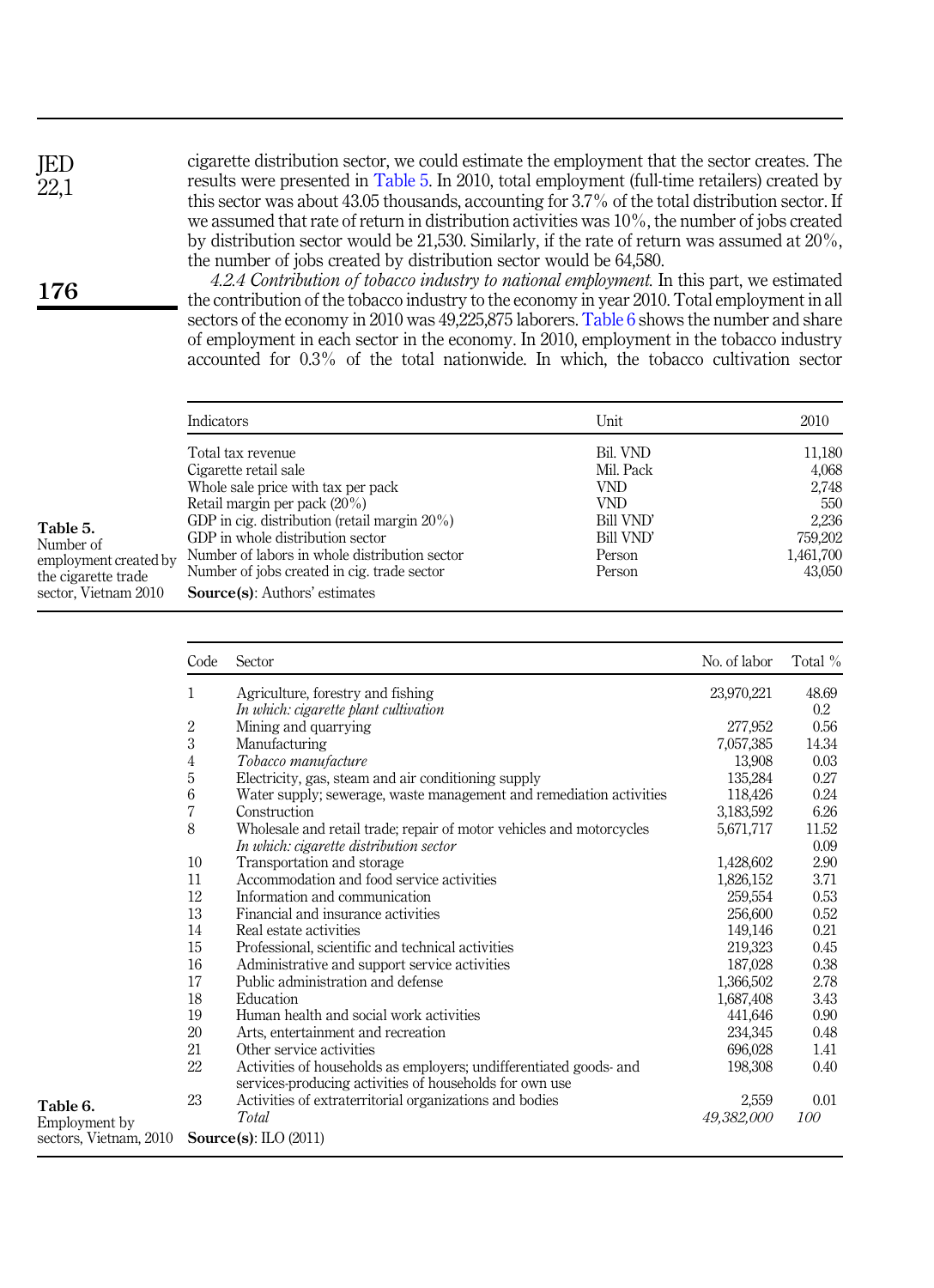cigarette distribution sector, we could estimate the employment that the sector creates. The results were presented in Table 5. In 2010, total employment (full-time retailers) created by this sector was about 43.05 thousands, accounting for 3.7% of the total distribution sector. If we assumed that rate of return in distribution activities was 10%, the number of jobs created by distribution sector would be 21,530. Similarly, if the rate of return was assumed at 20%, the number of jobs created by distribution sector would be 64,580.

*4.2.4 Contribution of tobacco industry to national employment.* In this part, we estimated the contribution of the tobacco industry to the economy in year 2010. Total employment in all sectors of the economy in 2010 was 49,225,875 laborers. Table 6 shows the number and share of employment in each sector in the economy. In 2010, employment in the tobacco industry accounted for 0.3% of the total nationwide. In which, the tobacco cultivation sector

**Table 5.** Number of employment created by the cigarette trade sector, Vietnam 2010

| Indicators | Unit | 2010 |
|---|---|---|
| Total tax revenue | Bil. VND | 11,180 |
| Cigarette retail sale | Mil. Pack | 4,068 |
| Whole sale price with tax per pack | VND | 2,748 |
| Retail margin per pack (20%) | VND | 550 |
| GDP in cig. distribution (retail margin 20%) | Bill VND' | 2,236 |
| GDP in whole distribution sector | Bill VND' | 759,202 |
| Number of labors in whole distribution sector | Person | 1,461,700 |
| Number of jobs created in cig. trade sector | Person | 43,050 |

**Source(s)**: Authors' estimates

**Table 6.** Employment by sectors, Vietnam, 2010

| Code | Sector | No. of labor | Total % |
|---|---|---|---|
| 1 | Agriculture, forestry and fishing | 23,970,221 | 48.69 |
| | *In which: cigarette plant cultivation* | | 0.2 |
| 2 | Mining and quarrying | 277,952 | 0.56 |
| 3 | Manufacturing | 7,057,385 | 14.34 |
| 4 | *Tobacco manufacture* | 13,908 | 0.03 |
| 5 | Electricity, gas, steam and air conditioning supply | 135,284 | 0.27 |
| 6 | Water supply; sewerage, waste management and remediation activities | 118,426 | 0.24 |
| 7 | Construction | 3,183,592 | 6.26 |
| 8 | Wholesale and retail trade; repair of motor vehicles and motorcycles | 5,671,717 | 11.52 |
| | *In which: cigarette distribution sector* | | 0.09 |
| 10 | Transportation and storage | 1,428,602 | 2.90 |
| 11 | Accommodation and food service activities | 1,826,152 | 3.71 |
| 12 | Information and communication | 259,554 | 0.53 |
| 13 | Financial and insurance activities | 256,600 | 0.52 |
| 14 | Real estate activities | 149,146 | 0.21 |
| 15 | Professional, scientific and technical activities | 219,323 | 0.45 |
| 16 | Administrative and support service activities | 187,028 | 0.38 |
| 17 | Public administration and defense | 1,366,502 | 2.78 |
| 18 | Education | 1,687,408 | 3.43 |
| 19 | Human health and social work activities | 441,646 | 0.90 |
| 20 | Arts, entertainment and recreation | 234,345 | 0.48 |
| 21 | Other service activities | 696,028 | 1.41 |
| 22 | Activities of households as employers; undifferentiated goods- and services-producing activities of households for own use | 198,308 | 0.40 |
| 23 | Activities of extraterritorial organizations and bodies | 2,559 | 0.01 |
| | *Total* | *49,382,000* | *100* |

**Source(s)**: ILO (2011)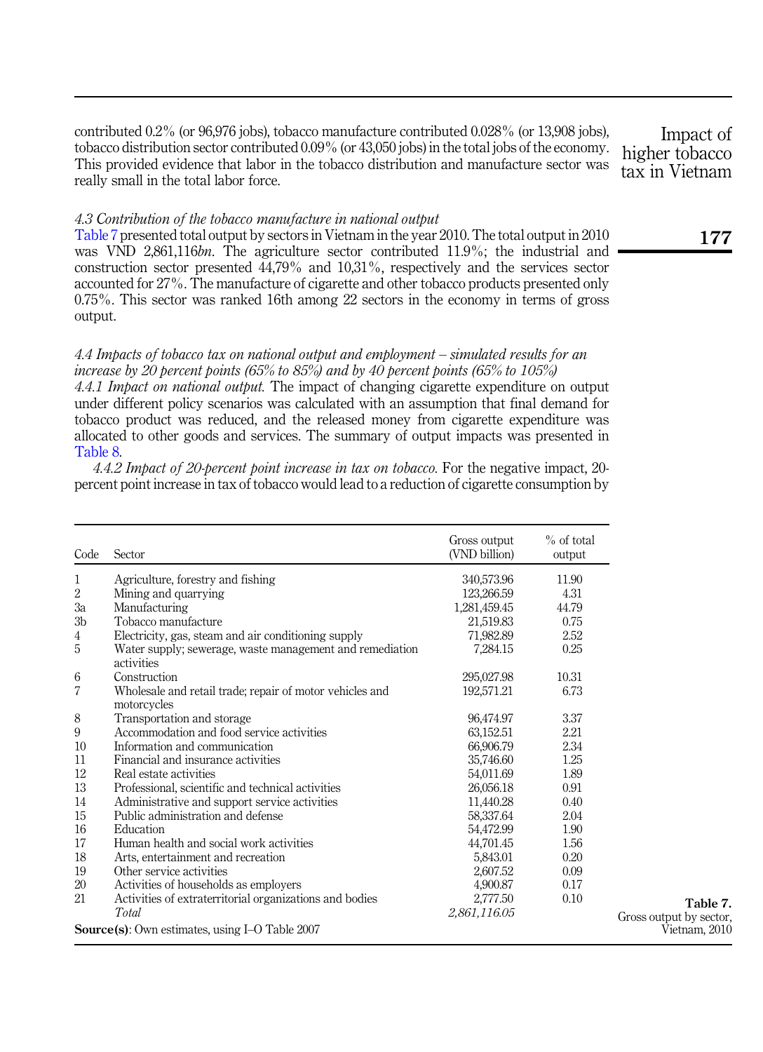contributed 0.2% (or 96,976 jobs), tobacco manufacture contributed 0.028% (or 13,908 jobs), tobacco distribution sector contributed 0.09% (or 43,050 jobs) in the total jobs of the economy. This provided evidence that labor in the tobacco distribution and manufacture sector was really small in the total labor force.

### *4.3 Contribution of the tobacco manufacture in national output*

Table 7 presented total output by sectors in Vietnam in the year 2010. The total output in 2010 was VND 2,861,116*bn*. The agriculture sector contributed 11.9%; the industrial and construction sector presented 44,79% and 10,31%, respectively and the services sector accounted for 27%. The manufacture of cigarette and other tobacco products presented only 0.75%. This sector was ranked 16th among 22 sectors in the economy in terms of gross output.

### *4.4 Impacts of tobacco tax on national output and employment – simulated results for an increase by 20 percent points (65% to 85%) and by 40 percent points (65% to 105%)*

*4.4.1 Impact on national output.* The impact of changing cigarette expenditure on output under different policy scenarios was calculated with an assumption that final demand for tobacco product was reduced, and the released money from cigarette expenditure was allocated to other goods and services. The summary of output impacts was presented in Table 8.

*4.4.2 Impact of 20-percent point increase in tax on tobacco.* For the negative impact, 20-percent point increase in tax of tobacco would lead to a reduction of cigarette consumption by

| Code | Sector | Gross output (VND billion) | % of total output |
|---|---|---|---|
| 1 | Agriculture, forestry and fishing | 340,573.96 | 11.90 |
| 2 | Mining and quarrying | 123,266.59 | 4.31 |
| 3a | Manufacturing | 1,281,459.45 | 44.79 |
| 3b | Tobacco manufacture | 21,519.83 | 0.75 |
| 4 | Electricity, gas, steam and air conditioning supply | 71,982.89 | 2.52 |
| 5 | Water supply; sewerage, waste management and remediation activities | 7,284.15 | 0.25 |
| 6 | Construction | 295,027.98 | 10.31 |
| 7 | Wholesale and retail trade; repair of motor vehicles and motorcycles | 192,571.21 | 6.73 |
| 8 | Transportation and storage | 96,474.97 | 3.37 |
| 9 | Accommodation and food service activities | 63,152.51 | 2.21 |
| 10 | Information and communication | 66,906.79 | 2.34 |
| 11 | Financial and insurance activities | 35,746.60 | 1.25 |
| 12 | Real estate activities | 54,011.69 | 1.89 |
| 13 | Professional, scientific and technical activities | 26,056.18 | 0.91 |
| 14 | Administrative and support service activities | 11,440.28 | 0.40 |
| 15 | Public administration and defense | 58,337.64 | 2.04 |
| 16 | Education | 54,472.99 | 1.90 |
| 17 | Human health and social work activities | 44,701.45 | 1.56 |
| 18 | Arts, entertainment and recreation | 5,843.01 | 0.20 |
| 19 | Other service activities | 2,607.52 | 0.09 |
| 20 | Activities of households as employers | 4,900.87 | 0.17 |
| 21 | Activities of extraterritorial organizations and bodies | 2,777.50 | 0.10 |
| | *Total* | *2,861,116.05* | |

**Source(s)**: Own estimates, using I–O Table 2007

**Table 7.** Gross output by sector, Vietnam, 2010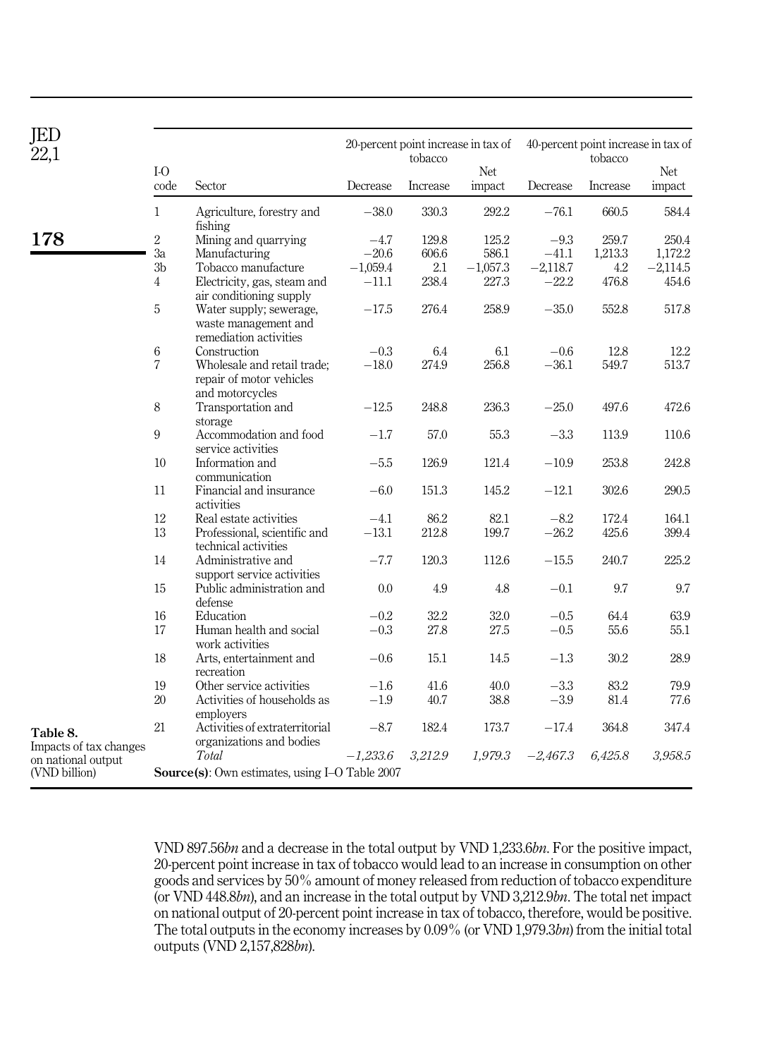**Table 8.** Impacts of tax changes on national output (VND billion)

| I-O code | Sector | 20-percent point increase in tax of tobacco | | | 40-percent point increase in tax of tobacco | | |
|---|---|---|---|---|---|---|---|
| | | Decrease | Increase | Net impact | Decrease | Increase | Net impact |
| 1 | Agriculture, forestry and fishing | −38.0 | 330.3 | 292.2 | −76.1 | 660.5 | 584.4 |
| 2 | Mining and quarrying | −4.7 | 129.8 | 125.2 | −9.3 | 259.7 | 250.4 |
| 3a | Manufacturing | −20.6 | 606.6 | 586.1 | −41.1 | 1,213.3 | 1,172.2 |
| 3b | Tobacco manufacture | −1,059.4 | 2.1 | −1,057.3 | −2,118.7 | 4.2 | −2,114.5 |
| 4 | Electricity, gas, steam and air conditioning supply | −11.1 | 238.4 | 227.3 | −22.2 | 476.8 | 454.6 |
| 5 | Water supply; sewerage, waste management and remediation activities | −17.5 | 276.4 | 258.9 | −35.0 | 552.8 | 517.8 |
| 6 | Construction | −0.3 | 6.4 | 6.1 | −0.6 | 12.8 | 12.2 |
| 7 | Wholesale and retail trade; repair of motor vehicles and motorcycles | −18.0 | 274.9 | 256.8 | −36.1 | 549.7 | 513.7 |
| 8 | Transportation and storage | −12.5 | 248.8 | 236.3 | −25.0 | 497.6 | 472.6 |
| 9 | Accommodation and food service activities | −1.7 | 57.0 | 55.3 | −3.3 | 113.9 | 110.6 |
| 10 | Information and communication | −5.5 | 126.9 | 121.4 | −10.9 | 253.8 | 242.8 |
| 11 | Financial and insurance activities | −6.0 | 151.3 | 145.2 | −12.1 | 302.6 | 290.5 |
| 12 | Real estate activities | −4.1 | 86.2 | 82.1 | −8.2 | 172.4 | 164.1 |
| 13 | Professional, scientific and technical activities | −13.1 | 212.8 | 199.7 | −26.2 | 425.6 | 399.4 |
| 14 | Administrative and support service activities | −7.7 | 120.3 | 112.6 | −15.5 | 240.7 | 225.2 |
| 15 | Public administration and defense | 0.0 | 4.9 | 4.8 | −0.1 | 9.7 | 9.7 |
| 16 | Education | −0.2 | 32.2 | 32.0 | −0.5 | 64.4 | 63.9 |
| 17 | Human health and social work activities | −0.3 | 27.8 | 27.5 | −0.5 | 55.6 | 55.1 |
| 18 | Arts, entertainment and recreation | −0.6 | 15.1 | 14.5 | −1.3 | 30.2 | 28.9 |
| 19 | Other service activities | −1.6 | 41.6 | 40.0 | −3.3 | 83.2 | 79.9 |
| 20 | Activities of households as employers | −1.9 | 40.7 | 38.8 | −3.9 | 81.4 | 77.6 |
| 21 | Activities of extraterritorial organizations and bodies | −8.7 | 182.4 | 173.7 | −17.4 | 364.8 | 347.4 |
| | *Total* | *−1,233.6* | *3,212.9* | *1,979.3* | *−2,467.3* | *6,425.8* | *3,958.5* |

**Source(s)**: Own estimates, using I–O Table 2007

VND 897.56*bn* and a decrease in the total output by VND 1,233.6*bn*. For the positive impact, 20-percent point increase in tax of tobacco would lead to an increase in consumption on other goods and services by 50% amount of money released from reduction of tobacco expenditure (or VND 448.8*bn*), and an increase in the total output by VND 3,212.9*bn*. The total net impact on national output of 20-percent point increase in tax of tobacco, therefore, would be positive. The total outputs in the economy increases by 0.09% (or VND 1,979.3*bn*) from the initial total outputs (VND 2,157,828*bn*).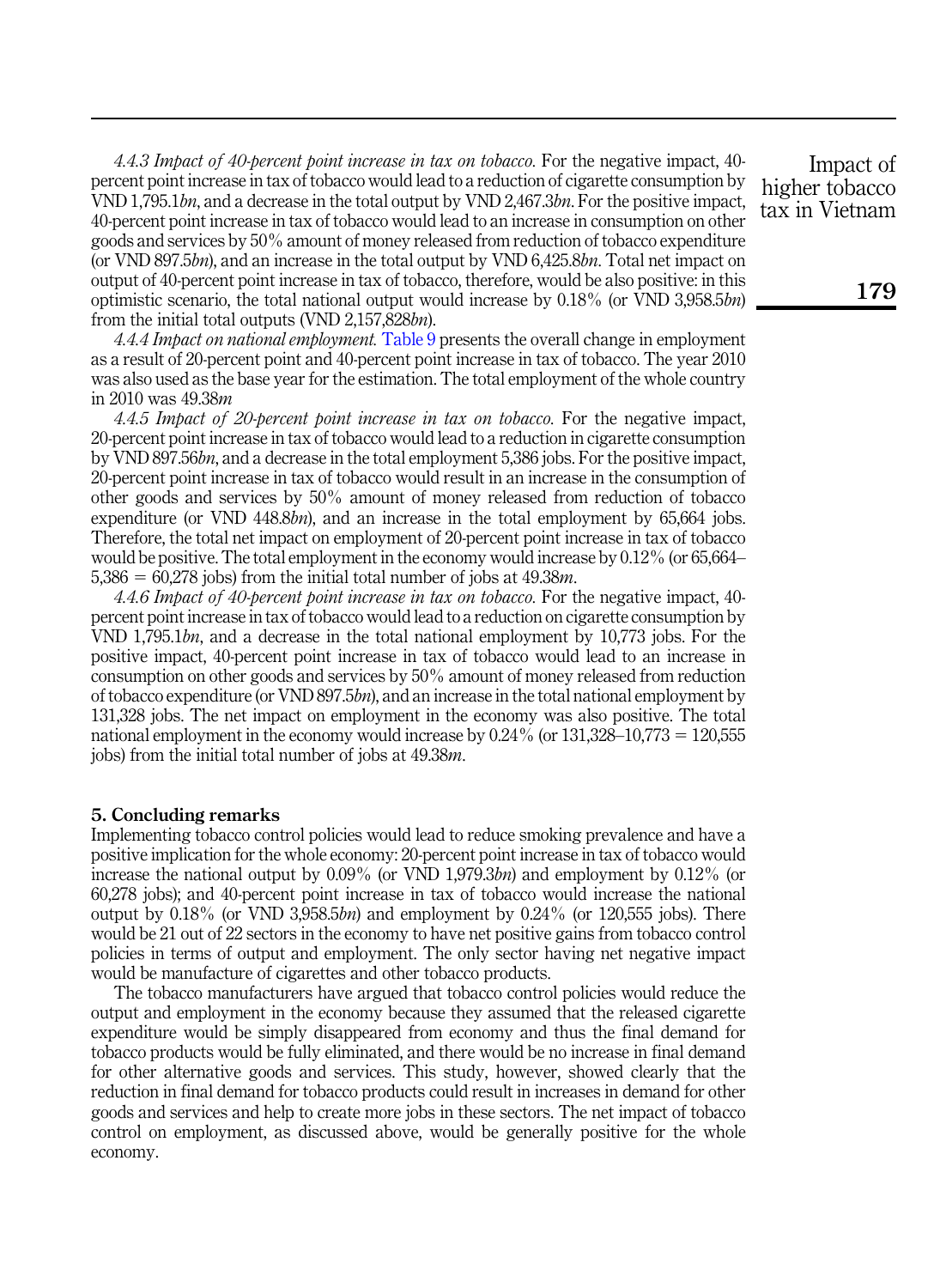*4.4.3 Impact of 40-percent point increase in tax on tobacco.* For the negative impact, 40-percent point increase in tax of tobacco would lead to a reduction of cigarette consumption by VND 1,795.1*bn*, and a decrease in the total output by VND 2,467.3*bn*. For the positive impact, 40-percent point increase in tax of tobacco would lead to an increase in consumption on other goods and services by 50% amount of money released from reduction of tobacco expenditure (or VND 897.5*bn*), and an increase in the total output by VND 6,425.8*bn*. Total net impact on output of 40-percent point increase in tax of tobacco, therefore, would be also positive: in this optimistic scenario, the total national output would increase by 0.18% (or VND 3,958.5*bn*) from the initial total outputs (VND 2,157,828*bn*).

*4.4.4 Impact on national employment.* Table 9 presents the overall change in employment as a result of 20-percent point and 40-percent point increase in tax of tobacco. The year 2010 was also used as the base year for the estimation. The total employment of the whole country in 2010 was 49.38*m*

*4.4.5 Impact of 20-percent point increase in tax on tobacco.* For the negative impact, 20-percent point increase in tax of tobacco would lead to a reduction in cigarette consumption by VND 897.56*bn*, and a decrease in the total employment 5,386 jobs. For the positive impact, 20-percent point increase in tax of tobacco would result in an increase in the consumption of other goods and services by 50% amount of money released from reduction of tobacco expenditure (or VND 448.8*bn*), and an increase in the total employment by 65,664 jobs. Therefore, the total net impact on employment of 20-percent point increase in tax of tobacco would be positive. The total employment in the economy would increase by 0.12% (or 65,664–5,386 = 60,278 jobs) from the initial total number of jobs at 49.38*m*.

*4.4.6 Impact of 40-percent point increase in tax on tobacco.* For the negative impact, 40-percent point increase in tax of tobacco would lead to a reduction on cigarette consumption by VND 1,795.1*bn*, and a decrease in the total national employment by 10,773 jobs. For the positive impact, 40-percent point increase in tax of tobacco would lead to an increase in consumption on other goods and services by 50% amount of money released from reduction of tobacco expenditure (or VND 897.5*bn*), and an increase in the total national employment by 131,328 jobs. The net impact on employment in the economy was also positive. The total national employment in the economy would increase by 0.24% (or 131,328–10,773 = 120,555 jobs) from the initial total number of jobs at 49.38*m*.

## 5. Concluding remarks

Implementing tobacco control policies would lead to reduce smoking prevalence and have a positive implication for the whole economy: 20-percent point increase in tax of tobacco would increase the national output by 0.09% (or VND 1,979.3*bn*) and employment by 0.12% (or 60,278 jobs); and 40-percent point increase in tax of tobacco would increase the national output by 0.18% (or VND 3,958.5*bn*) and employment by 0.24% (or 120,555 jobs). There would be 21 out of 22 sectors in the economy to have net positive gains from tobacco control policies in terms of output and employment. The only sector having net negative impact would be manufacture of cigarettes and other tobacco products.

The tobacco manufacturers have argued that tobacco control policies would reduce the output and employment in the economy because they assumed that the released cigarette expenditure would be simply disappeared from economy and thus the final demand for tobacco products would be fully eliminated, and there would be no increase in final demand for other alternative goods and services. This study, however, showed clearly that the reduction in final demand for tobacco products could result in increases in demand for other goods and services and help to create more jobs in these sectors. The net impact of tobacco control on employment, as discussed above, would be generally positive for the whole economy.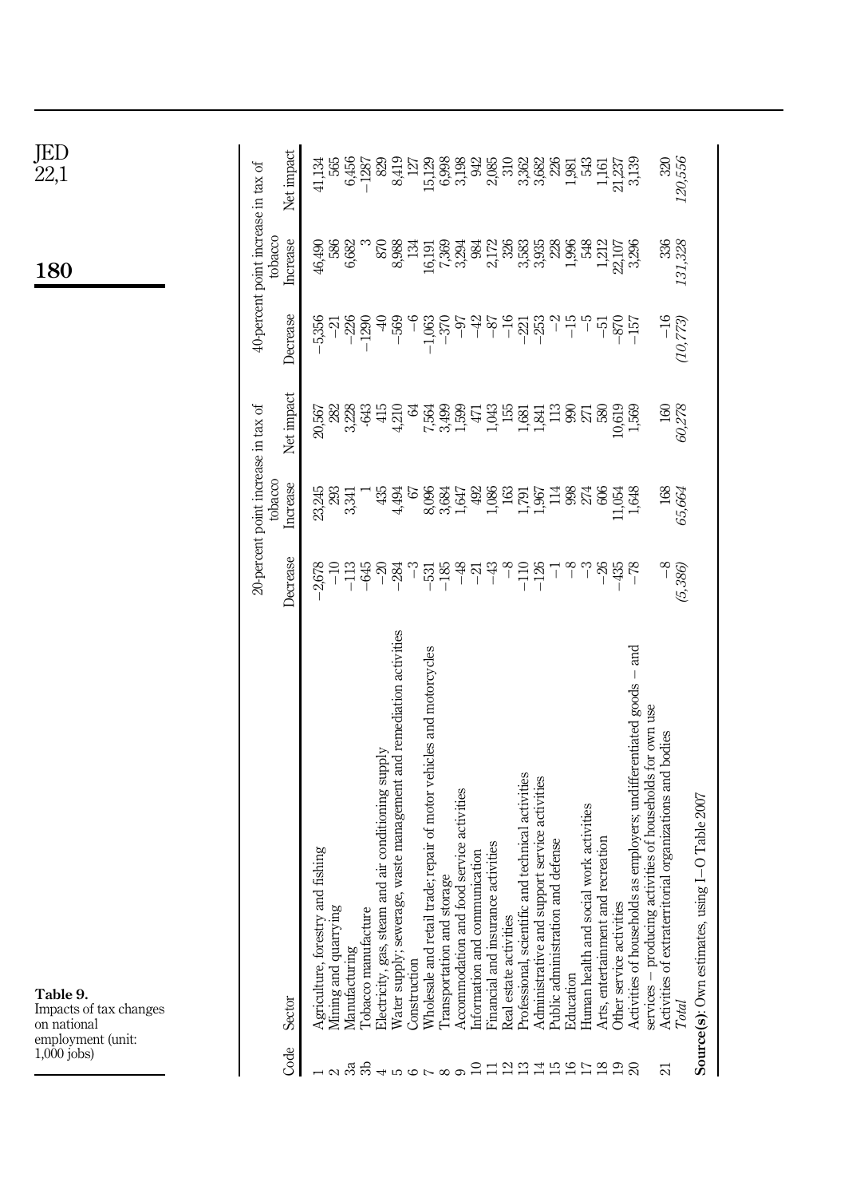**Table 9.** Impacts of tax changes on national employment (unit: 1,000 jobs)

| Code | Sector | 20-percent point increase in tax of tobacco | | | 40-percent point increase in tax of tobacco | | |
|---|---|---|---|---|---|---|---|
| | | Decrease | Increase | Net impact | Decrease | Increase | Net impact |
| 1 | Agriculture, forestry and fishing | −2,678 | 23,245 | 20,567 | −5,356 | 46,490 | 41,134 |
| 2 | Mining and quarrying | −10 | 293 | 282 | −21 | 586 | 565 |
| 3a | Manufacturing | −113 | 3,341 | 3,228 | −226 | 6,682 | 6,456 |
| 3b | Tobacco manufacture | −645 | 1 | -643 | −1290 | 3 | −1287 |
| 4 | Electricity, gas, steam and air conditioning supply | −20 | 435 | 415 | −40 | 870 | 829 |
| 5 | Water supply; sewerage, waste management and remediation activities | −284 | 4,494 | 4,210 | −569 | 8,988 | 8,419 |
| 6 | Construction | −3 | 67 | 64 | −6 | 134 | 127 |
| 7 | Wholesale and retail trade; repair of motor vehicles and motorcycles | −531 | 8,096 | 7,564 | −1,063 | 16,191 | 15,129 |
| 8 | Transportation and storage | −185 | 3,684 | 3,499 | −370 | 7,369 | 6,998 |
| 9 | Accommodation and food service activities | −48 | 1,647 | 1,599 | −97 | 3,294 | 3,198 |
| 10 | Information and communication | −21 | 492 | 471 | −42 | 984 | 942 |
| 11 | Financial and insurance activities | −43 | 1,086 | 1,043 | −87 | 2,172 | 2,085 |
| 12 | Real estate activities | −8 | 163 | 155 | −16 | 326 | 310 |
| 13 | Professional, scientific and technical activities | −110 | 1,791 | 1,681 | −221 | 3,583 | 3,362 |
| 14 | Administrative and support service activities | −126 | 1,967 | 1,841 | −253 | 3,935 | 3,682 |
| 15 | Public administration and defense | −1 | 114 | 113 | −2 | 228 | 226 |
| 16 | Education | −8 | 998 | 990 | −15 | 1,996 | 1,981 |
| 17 | Human health and social work activities | −3 | 274 | 271 | −5 | 548 | 543 |
| 18 | Arts, entertainment and recreation | −26 | 606 | 580 | −51 | 1,212 | 1,161 |
| 19 | Other service activities | −435 | 11,054 | 10,619 | −870 | 22,107 | 21,237 |
| 20 | Activities of households as employers; undifferentiated goods – and services – producing activities of households for own use | −78 | 1,648 | 1,569 | −157 | 3,296 | 3,139 |
| 21 | Activities of extraterritorial organizations and bodies | −8 | 168 | 160 | −16 | 336 | 320 |
| | *Total* | *(5,386)* | *65,664* | *60,278* | *(10,773)* | *131,328* | *120,556* |

**Source(s)**: Own estimates, using I–O Table 2007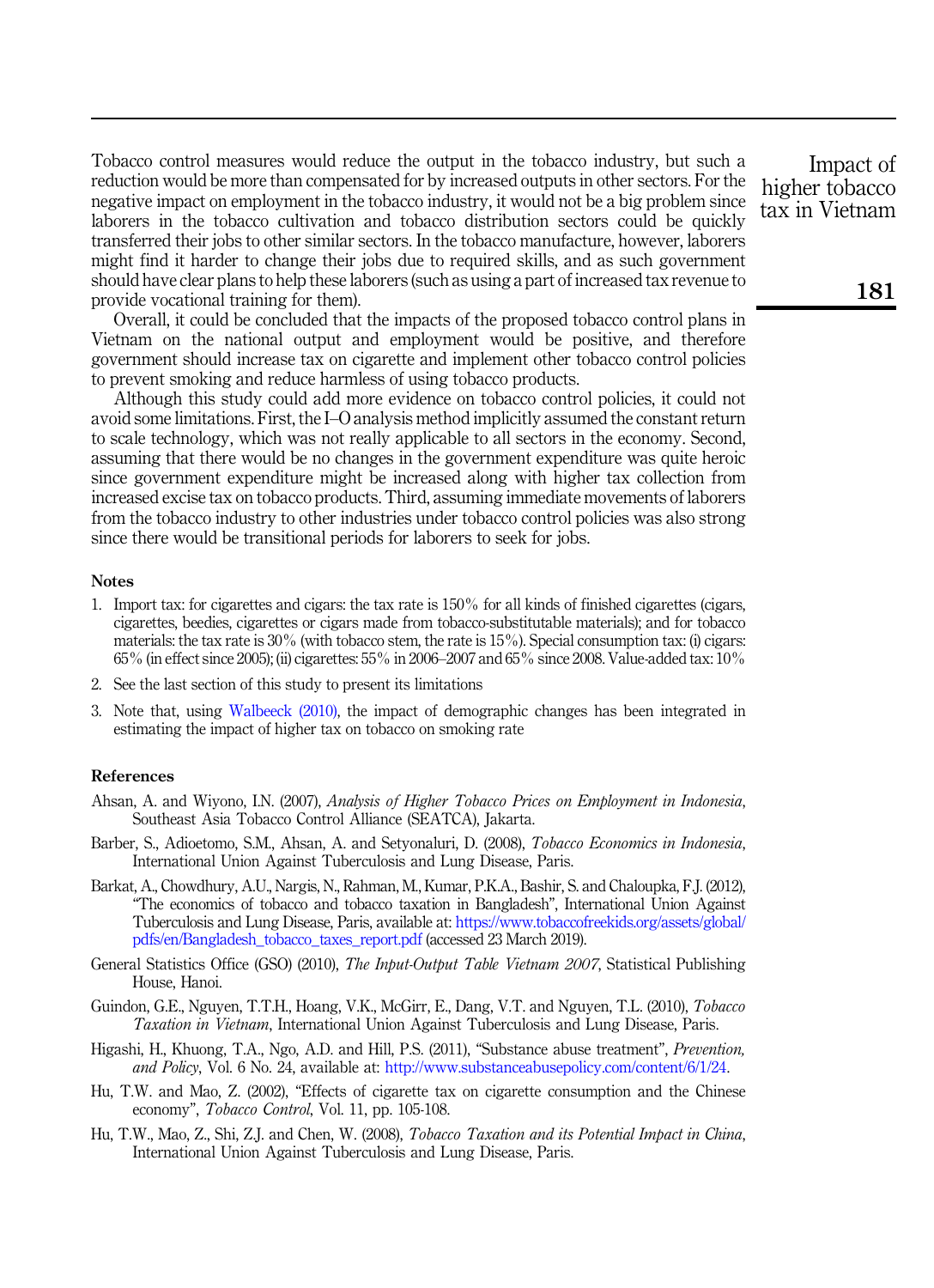Tobacco control measures would reduce the output in the tobacco industry, but such a reduction would be more than compensated for by increased outputs in other sectors. For the negative impact on employment in the tobacco industry, it would not be a big problem since laborers in the tobacco cultivation and tobacco distribution sectors could be quickly transferred their jobs to other similar sectors. In the tobacco manufacture, however, laborers might find it harder to change their jobs due to required skills, and as such government should have clear plans to help these laborers (such as using a part of increased tax revenue to provide vocational training for them).

Overall, it could be concluded that the impacts of the proposed tobacco control plans in Vietnam on the national output and employment would be positive, and therefore government should increase tax on cigarette and implement other tobacco control policies to prevent smoking and reduce harmless of using tobacco products.

Although this study could add more evidence on tobacco control policies, it could not avoid some limitations. First, the I–O analysis method implicitly assumed the constant return to scale technology, which was not really applicable to all sectors in the economy. Second, assuming that there would be no changes in the government expenditure was quite heroic since government expenditure might be increased along with higher tax collection from increased excise tax on tobacco products. Third, assuming immediate movements of laborers from the tobacco industry to other industries under tobacco control policies was also strong since there would be transitional periods for laborers to seek for jobs.

## Notes

1. Import tax: for cigarettes and cigars: the tax rate is 150% for all kinds of finished cigarettes (cigars, cigarettes, beedies, cigarettes or cigars made from tobacco-substitutable materials); and for tobacco materials: the tax rate is 30% (with tobacco stem, the rate is 15%). Special consumption tax: (i) cigars: 65% (in effect since 2005); (ii) cigarettes: 55% in 2006–2007 and 65% since 2008. Value-added tax: 10%
2. See the last section of this study to present its limitations
3. Note that, using Walbeeck (2010), the impact of demographic changes has been integrated in estimating the impact of higher tax on tobacco on smoking rate

## References

Ahsan, A. and Wiyono, I.N. (2007), *Analysis of Higher Tobacco Prices on Employment in Indonesia*, Southeast Asia Tobacco Control Alliance (SEATCA), Jakarta.

Barber, S., Adioetomo, S.M., Ahsan, A. and Setyonaluri, D. (2008), *Tobacco Economics in Indonesia*, International Union Against Tuberculosis and Lung Disease, Paris.

Barkat, A., Chowdhury, A.U., Nargis, N., Rahman, M., Kumar, P.K.A., Bashir, S. and Chaloupka, F.J. (2012), "The economics of tobacco and tobacco taxation in Bangladesh", International Union Against Tuberculosis and Lung Disease, Paris, available at: https://www.tobaccofreekids.org/assets/global/pdfs/en/Bangladesh_tobacco_taxes_report.pdf (accessed 23 March 2019).

General Statistics Office (GSO) (2010), *The Input-Output Table Vietnam 2007*, Statistical Publishing House, Hanoi.

Guindon, G.E., Nguyen, T.T.H., Hoang, V.K., McGirr, E., Dang, V.T. and Nguyen, T.L. (2010), *Tobacco Taxation in Vietnam*, International Union Against Tuberculosis and Lung Disease, Paris.

Higashi, H., Khuong, T.A., Ngo, A.D. and Hill, P.S. (2011), "Substance abuse treatment", *Prevention, and Policy*, Vol. 6 No. 24, available at: http://www.substanceabusepolicy.com/content/6/1/24.

Hu, T.W. and Mao, Z. (2002), "Effects of cigarette tax on cigarette consumption and the Chinese economy", *Tobacco Control*, Vol. 11, pp. 105-108.

Hu, T.W., Mao, Z., Shi, Z.J. and Chen, W. (2008), *Tobacco Taxation and its Potential Impact in China*, International Union Against Tuberculosis and Lung Disease, Paris.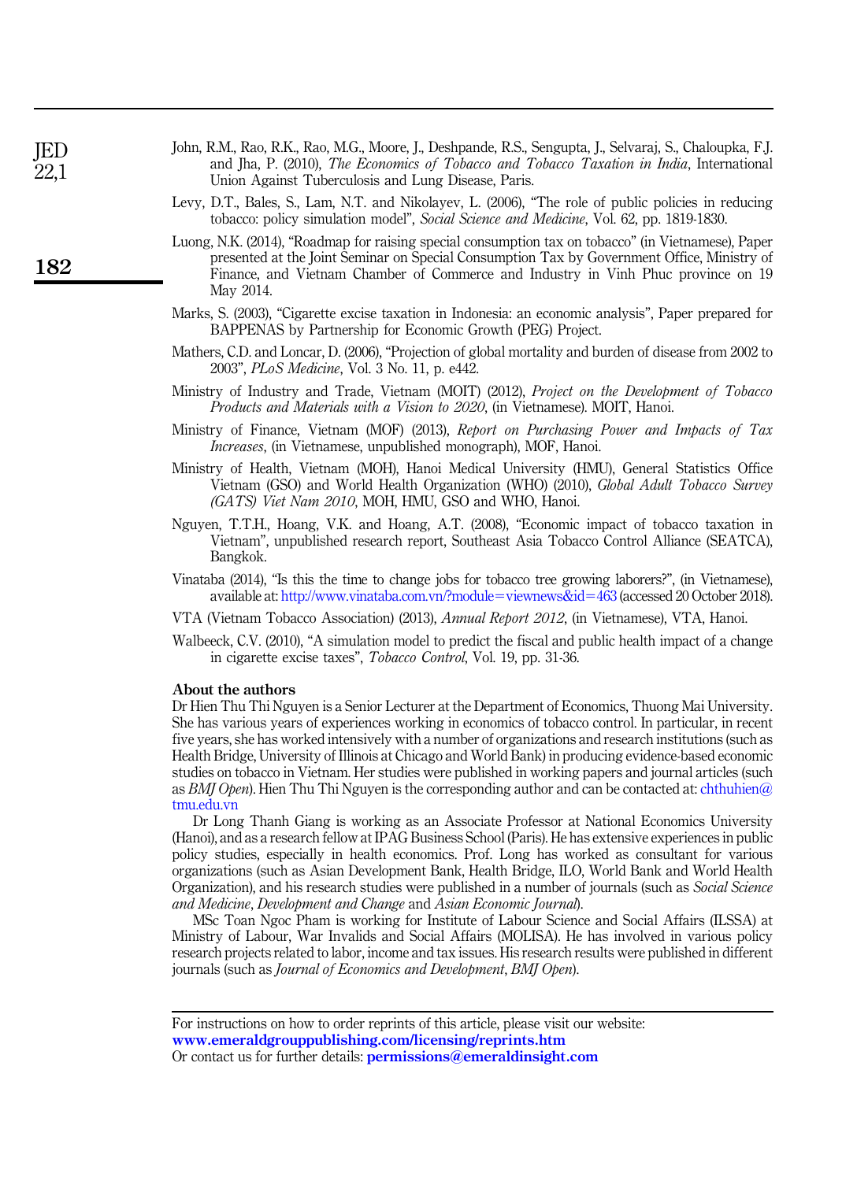John, R.M., Rao, R.K., Rao, M.G., Moore, J., Deshpande, R.S., Sengupta, J., Selvaraj, S., Chaloupka, F.J. and Jha, P. (2010), *The Economics of Tobacco and Tobacco Taxation in India*, International Union Against Tuberculosis and Lung Disease, Paris.

Levy, D.T., Bales, S., Lam, N.T. and Nikolayev, L. (2006), "The role of public policies in reducing tobacco: policy simulation model", *Social Science and Medicine*, Vol. 62, pp. 1819-1830.

Luong, N.K. (2014), "Roadmap for raising special consumption tax on tobacco" (in Vietnamese), Paper presented at the Joint Seminar on Special Consumption Tax by Government Office, Ministry of Finance, and Vietnam Chamber of Commerce and Industry in Vinh Phuc province on 19 May 2014.

Marks, S. (2003), "Cigarette excise taxation in Indonesia: an economic analysis", Paper prepared for BAPPENAS by Partnership for Economic Growth (PEG) Project.

Mathers, C.D. and Loncar, D. (2006), "Projection of global mortality and burden of disease from 2002 to 2003", *PLoS Medicine*, Vol. 3 No. 11, p. e442.

Ministry of Industry and Trade, Vietnam (MOIT) (2012), *Project on the Development of Tobacco Products and Materials with a Vision to 2020*, (in Vietnamese). MOIT, Hanoi.

Ministry of Finance, Vietnam (MOF) (2013), *Report on Purchasing Power and Impacts of Tax Increases*, (in Vietnamese, unpublished monograph), MOF, Hanoi.

Ministry of Health, Vietnam (MOH), Hanoi Medical University (HMU), General Statistics Office Vietnam (GSO) and World Health Organization (WHO) (2010), *Global Adult Tobacco Survey (GATS) Viet Nam 2010*, MOH, HMU, GSO and WHO, Hanoi.

Nguyen, T.T.H., Hoang, V.K. and Hoang, A.T. (2008), "Economic impact of tobacco taxation in Vietnam", unpublished research report, Southeast Asia Tobacco Control Alliance (SEATCA), Bangkok.

Vinataba (2014), "Is this the time to change jobs for tobacco tree growing laborers?", (in Vietnamese), available at: http://www.vinataba.com.vn/?module=viewnews&id=463 (accessed 20 October 2018).

VTA (Vietnam Tobacco Association) (2013), *Annual Report 2012*, (in Vietnamese), VTA, Hanoi.

Walbeeck, C.V. (2010), "A simulation model to predict the fiscal and public health impact of a change in cigarette excise taxes", *Tobacco Control*, Vol. 19, pp. 31-36.

## About the authors

Dr Hien Thu Thi Nguyen is a Senior Lecturer at the Department of Economics, Thuong Mai University. She has various years of experiences working in economics of tobacco control. In particular, in recent five years, she has worked intensively with a number of organizations and research institutions (such as Health Bridge, University of Illinois at Chicago and World Bank) in producing evidence-based economic studies on tobacco in Vietnam. Her studies were published in working papers and journal articles (such as *BMJ Open*). Hien Thu Thi Nguyen is the corresponding author and can be contacted at: chthuhien@tmu.edu.vn

Dr Long Thanh Giang is working as an Associate Professor at National Economics University (Hanoi), and as a research fellow at IPAG Business School (Paris). He has extensive experiences in public policy studies, especially in health economics. Prof. Long has worked as consultant for various organizations (such as Asian Development Bank, Health Bridge, ILO, World Bank and World Health Organization), and his research studies were published in a number of journals (such as *Social Science and Medicine*, *Development and Change* and *Asian Economic Journal*).

MSc Toan Ngoc Pham is working for Institute of Labour Science and Social Affairs (ILSSA) at Ministry of Labour, War Invalids and Social Affairs (MOLISA). He has involved in various policy research projects related to labor, income and tax issues. His research results were published in different journals (such as *Journal of Economics and Development*, *BMJ Open*).

For instructions on how to order reprints of this article, please visit our website:
**www.emeraldgrouppublishing.com/licensing/reprints.htm**
Or contact us for further details: **permissions@emeraldinsight.com**